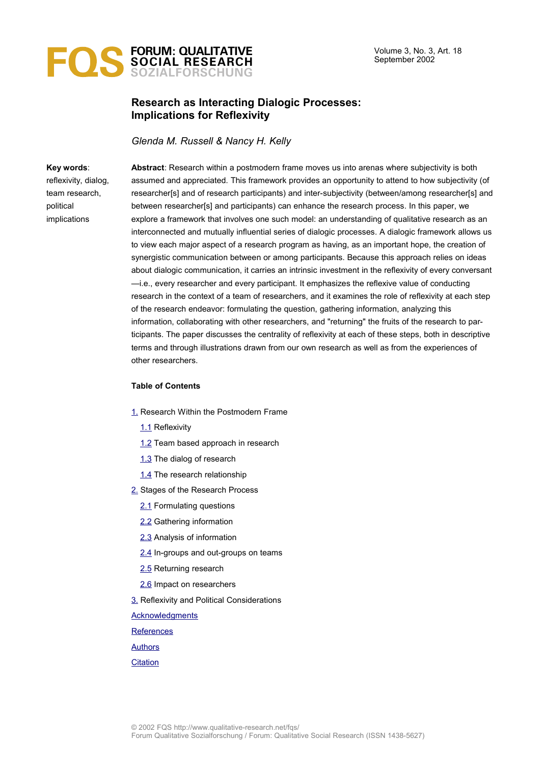# Research as Interacting Dialogic Processes: Implications for Reflexivity

*Glenda M. Russell & Nancy H. Kelly*

**Key words**: reflexivity, dialog, team research, political implications

**Abstract**: Research within a postmodern frame moves us into arenas where subjectivity is both assumed and appreciated. This framework provides an opportunity to attend to how subjectivity (of researcher[s] and of research participants) and inter-subjectivity (between/among researcher[s] and between researcher[s] and participants) can enhance the research process. In this paper, we explore a framework that involves one such model: an understanding of qualitative research as an interconnected and mutually influential series of dialogic processes. A dialogic framework allows us to view each major aspect of a research program as having, as an important hope, the creation of synergistic communication between or among participants. Because this approach relies on ideas about dialogic communication, it carries an intrinsic investment in the reflexivity of every conversant—i.e., every researcher and every participant. It emphasizes the reflexive value of conducting research in the context of a team of researchers, and it examines the role of reflexivity at each step of the research endeavor: formulating the question, gathering information, analyzing this information, collaborating with other researchers, and "returning" the fruits of the research to participants. The paper discusses the centrality of reflexivity at each of these steps, both in descriptive terms and through illustrations drawn from our own research as well as from the experiences of other researchers.

**Table of Contents**

1. Research Within the Postmodern Frame
   - 1.1 Reflexivity
   - 1.2 Team based approach in research
   - 1.3 The dialog of research
   - 1.4 The research relationship
2. Stages of the Research Process
   - 2.1 Formulating questions
   - 2.2 Gathering information
   - 2.3 Analysis of information
   - 2.4 In-groups and out-groups on teams
   - 2.5 Returning research
   - 2.6 Impact on researchers
3. Reflexivity and Political Considerations

Acknowledgments

References

Authors

Citation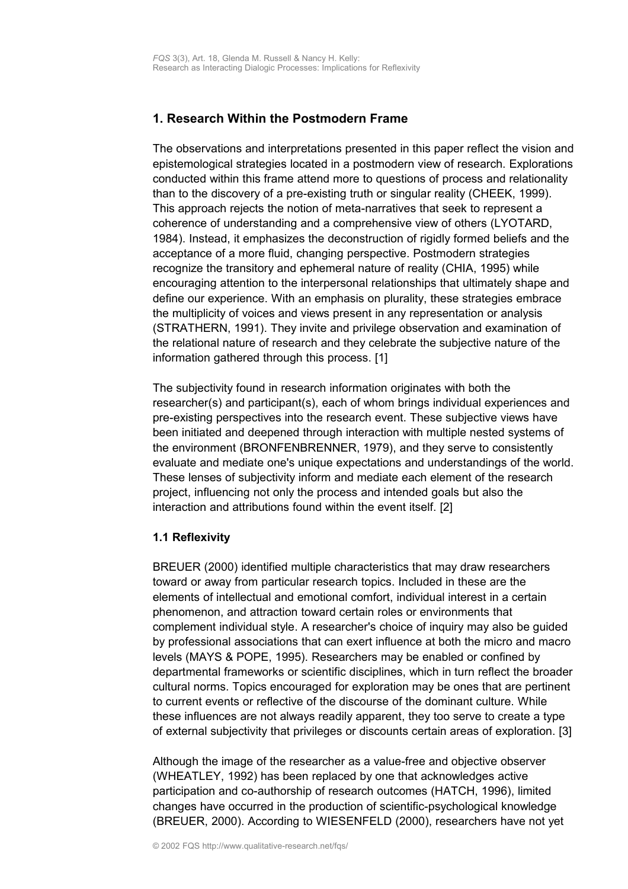## 1. Research Within the Postmodern Frame

The observations and interpretations presented in this paper reflect the vision and epistemological strategies located in a postmodern view of research. Explorations conducted within this frame attend more to questions of process and relationality than to the discovery of a pre-existing truth or singular reality (CHEEK, 1999). This approach rejects the notion of meta-narratives that seek to represent a coherence of understanding and a comprehensive view of others (LYOTARD, 1984). Instead, it emphasizes the deconstruction of rigidly formed beliefs and the acceptance of a more fluid, changing perspective. Postmodern strategies recognize the transitory and ephemeral nature of reality (CHIA, 1995) while encouraging attention to the interpersonal relationships that ultimately shape and define our experience. With an emphasis on plurality, these strategies embrace the multiplicity of voices and views present in any representation or analysis (STRATHERN, 1991). They invite and privilege observation and examination of the relational nature of research and they celebrate the subjective nature of the information gathered through this process. [1]

The subjectivity found in research information originates with both the researcher(s) and participant(s), each of whom brings individual experiences and pre-existing perspectives into the research event. These subjective views have been initiated and deepened through interaction with multiple nested systems of the environment (BRONFENBRENNER, 1979), and they serve to consistently evaluate and mediate one's unique expectations and understandings of the world. These lenses of subjectivity inform and mediate each element of the research project, influencing not only the process and intended goals but also the interaction and attributions found within the event itself. [2]

### 1.1 Reflexivity

BREUER (2000) identified multiple characteristics that may draw researchers toward or away from particular research topics. Included in these are the elements of intellectual and emotional comfort, individual interest in a certain phenomenon, and attraction toward certain roles or environments that complement individual style. A researcher's choice of inquiry may also be guided by professional associations that can exert influence at both the micro and macro levels (MAYS & POPE, 1995). Researchers may be enabled or confined by departmental frameworks or scientific disciplines, which in turn reflect the broader cultural norms. Topics encouraged for exploration may be ones that are pertinent to current events or reflective of the discourse of the dominant culture. While these influences are not always readily apparent, they too serve to create a type of external subjectivity that privileges or discounts certain areas of exploration. [3]

Although the image of the researcher as a value-free and objective observer (WHEATLEY, 1992) has been replaced by one that acknowledges active participation and co-authorship of research outcomes (HATCH, 1996), limited changes have occurred in the production of scientific-psychological knowledge (BREUER, 2000). According to WIESENFELD (2000), researchers have not yet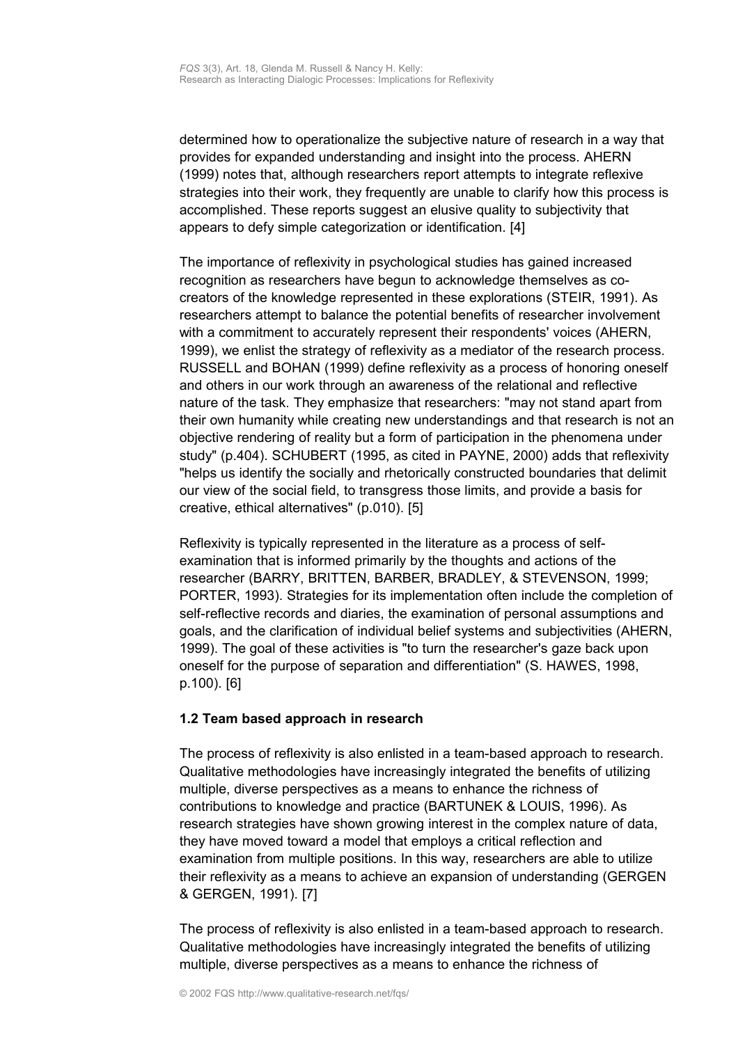determined how to operationalize the subjective nature of research in a way that provides for expanded understanding and insight into the process. AHERN (1999) notes that, although researchers report attempts to integrate reflexive strategies into their work, they frequently are unable to clarify how this process is accomplished. These reports suggest an elusive quality to subjectivity that appears to defy simple categorization or identification. [4]

The importance of reflexivity in psychological studies has gained increased recognition as researchers have begun to acknowledge themselves as co-creators of the knowledge represented in these explorations (STEIR, 1991). As researchers attempt to balance the potential benefits of researcher involvement with a commitment to accurately represent their respondents' voices (AHERN, 1999), we enlist the strategy of reflexivity as a mediator of the research process. RUSSELL and BOHAN (1999) define reflexivity as a process of honoring oneself and others in our work through an awareness of the relational and reflective nature of the task. They emphasize that researchers: "may not stand apart from their own humanity while creating new understandings and that research is not an objective rendering of reality but a form of participation in the phenomena under study" (p.404). SCHUBERT (1995, as cited in PAYNE, 2000) adds that reflexivity "helps us identify the socially and rhetorically constructed boundaries that delimit our view of the social field, to transgress those limits, and provide a basis for creative, ethical alternatives" (p.010). [5]

Reflexivity is typically represented in the literature as a process of self-examination that is informed primarily by the thoughts and actions of the researcher (BARRY, BRITTEN, BARBER, BRADLEY, & STEVENSON, 1999; PORTER, 1993). Strategies for its implementation often include the completion of self-reflective records and diaries, the examination of personal assumptions and goals, and the clarification of individual belief systems and subjectivities (AHERN, 1999). The goal of these activities is "to turn the researcher's gaze back upon oneself for the purpose of separation and differentiation" (S. HAWES, 1998, p.100). [6]

### 1.2 Team based approach in research

The process of reflexivity is also enlisted in a team-based approach to research. Qualitative methodologies have increasingly integrated the benefits of utilizing multiple, diverse perspectives as a means to enhance the richness of contributions to knowledge and practice (BARTUNEK & LOUIS, 1996). As research strategies have shown growing interest in the complex nature of data, they have moved toward a model that employs a critical reflection and examination from multiple positions. In this way, researchers are able to utilize their reflexivity as a means to achieve an expansion of understanding (GERGEN & GERGEN, 1991). [7]

The process of reflexivity is also enlisted in a team-based approach to research. Qualitative methodologies have increasingly integrated the benefits of utilizing multiple, diverse perspectives as a means to enhance the richness of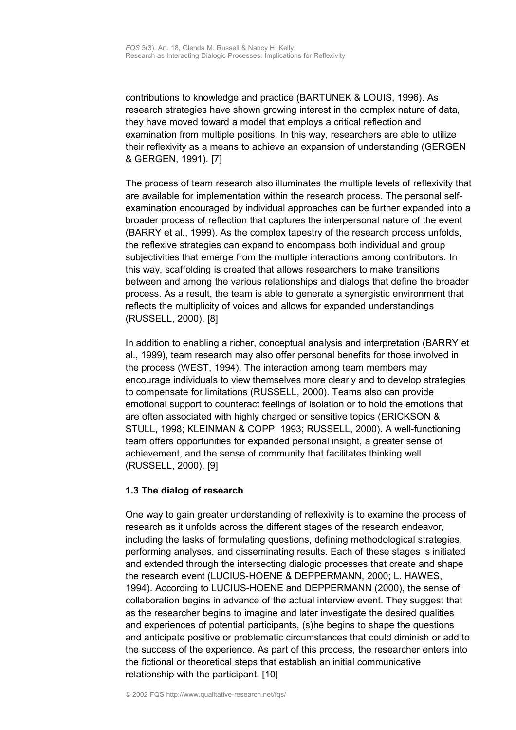contributions to knowledge and practice (BARTUNEK & LOUIS, 1996). As research strategies have shown growing interest in the complex nature of data, they have moved toward a model that employs a critical reflection and examination from multiple positions. In this way, researchers are able to utilize their reflexivity as a means to achieve an expansion of understanding (GERGEN & GERGEN, 1991). [7]

The process of team research also illuminates the multiple levels of reflexivity that are available for implementation within the research process. The personal self-examination encouraged by individual approaches can be further expanded into a broader process of reflection that captures the interpersonal nature of the event (BARRY et al., 1999). As the complex tapestry of the research process unfolds, the reflexive strategies can expand to encompass both individual and group subjectivities that emerge from the multiple interactions among contributors. In this way, scaffolding is created that allows researchers to make transitions between and among the various relationships and dialogs that define the broader process. As a result, the team is able to generate a synergistic environment that reflects the multiplicity of voices and allows for expanded understandings (RUSSELL, 2000). [8]

In addition to enabling a richer, conceptual analysis and interpretation (BARRY et al., 1999), team research may also offer personal benefits for those involved in the process (WEST, 1994). The interaction among team members may encourage individuals to view themselves more clearly and to develop strategies to compensate for limitations (RUSSELL, 2000). Teams also can provide emotional support to counteract feelings of isolation or to hold the emotions that are often associated with highly charged or sensitive topics (ERICKSON & STULL, 1998; KLEINMAN & COPP, 1993; RUSSELL, 2000). A well-functioning team offers opportunities for expanded personal insight, a greater sense of achievement, and the sense of community that facilitates thinking well (RUSSELL, 2000). [9]

### 1.3 The dialog of research

One way to gain greater understanding of reflexivity is to examine the process of research as it unfolds across the different stages of the research endeavor, including the tasks of formulating questions, defining methodological strategies, performing analyses, and disseminating results. Each of these stages is initiated and extended through the intersecting dialogic processes that create and shape the research event (LUCIUS-HOENE & DEPPERMANN, 2000; L. HAWES, 1994). According to LUCIUS-HOENE and DEPPERMANN (2000), the sense of collaboration begins in advance of the actual interview event. They suggest that as the researcher begins to imagine and later investigate the desired qualities and experiences of potential participants, (s)he begins to shape the questions and anticipate positive or problematic circumstances that could diminish or add to the success of the experience. As part of this process, the researcher enters into the fictional or theoretical steps that establish an initial communicative relationship with the participant. [10]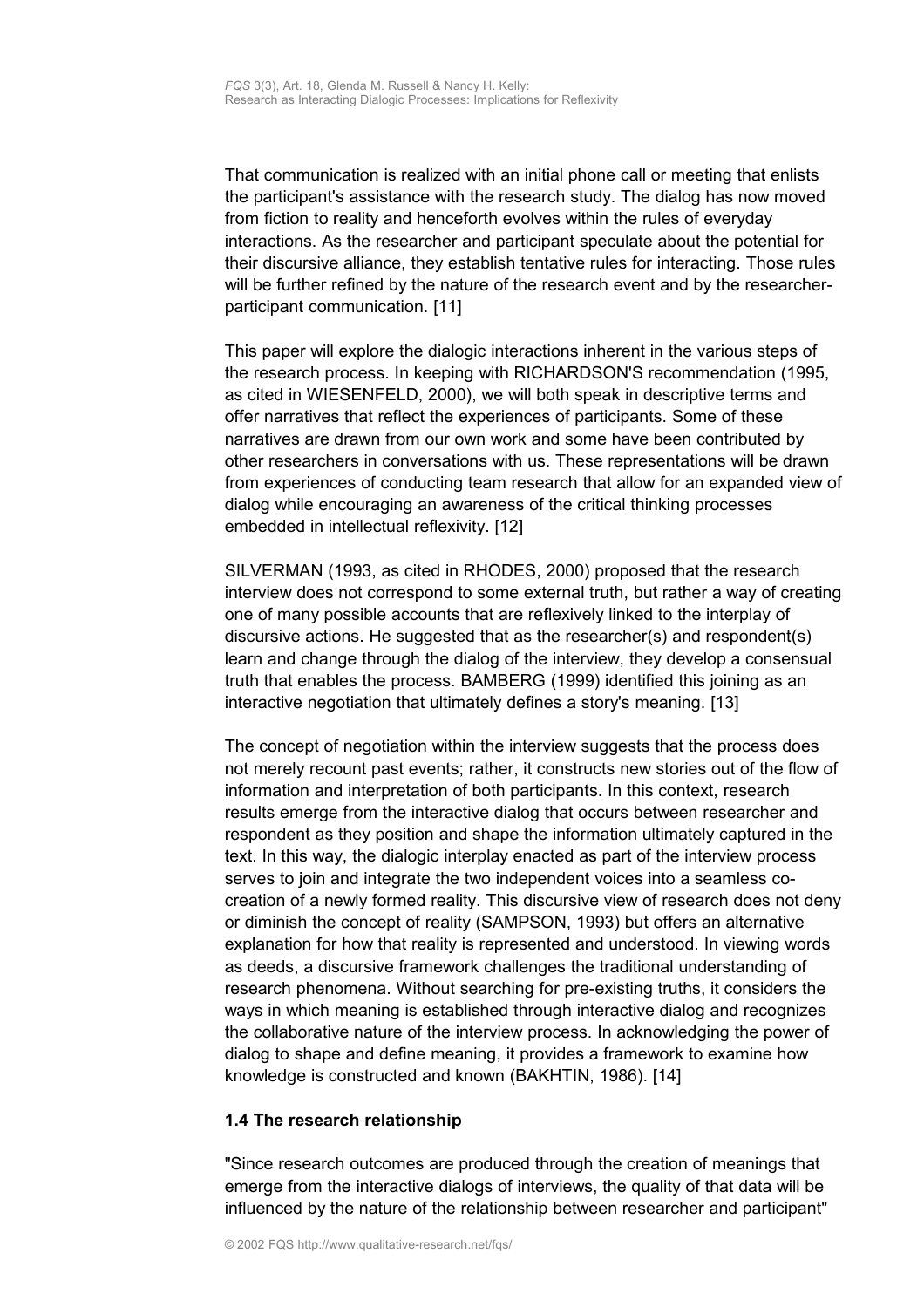That communication is realized with an initial phone call or meeting that enlists the participant's assistance with the research study. The dialog has now moved from fiction to reality and henceforth evolves within the rules of everyday interactions. As the researcher and participant speculate about the potential for their discursive alliance, they establish tentative rules for interacting. Those rules will be further refined by the nature of the research event and by the researcher-participant communication. [11]

This paper will explore the dialogic interactions inherent in the various steps of the research process. In keeping with RICHARDSON'S recommendation (1995, as cited in WIESENFELD, 2000), we will both speak in descriptive terms and offer narratives that reflect the experiences of participants. Some of these narratives are drawn from our own work and some have been contributed by other researchers in conversations with us. These representations will be drawn from experiences of conducting team research that allow for an expanded view of dialog while encouraging an awareness of the critical thinking processes embedded in intellectual reflexivity. [12]

SILVERMAN (1993, as cited in RHODES, 2000) proposed that the research interview does not correspond to some external truth, but rather a way of creating one of many possible accounts that are reflexively linked to the interplay of discursive actions. He suggested that as the researcher(s) and respondent(s) learn and change through the dialog of the interview, they develop a consensual truth that enables the process. BAMBERG (1999) identified this joining as an interactive negotiation that ultimately defines a story's meaning. [13]

The concept of negotiation within the interview suggests that the process does not merely recount past events; rather, it constructs new stories out of the flow of information and interpretation of both participants. In this context, research results emerge from the interactive dialog that occurs between researcher and respondent as they position and shape the information ultimately captured in the text. In this way, the dialogic interplay enacted as part of the interview process serves to join and integrate the two independent voices into a seamless co-creation of a newly formed reality. This discursive view of research does not deny or diminish the concept of reality (SAMPSON, 1993) but offers an alternative explanation for how that reality is represented and understood. In viewing words as deeds, a discursive framework challenges the traditional understanding of research phenomena. Without searching for pre-existing truths, it considers the ways in which meaning is established through interactive dialog and recognizes the collaborative nature of the interview process. In acknowledging the power of dialog to shape and define meaning, it provides a framework to examine how knowledge is constructed and known (BAKHTIN, 1986). [14]

### 1.4 The research relationship

"Since research outcomes are produced through the creation of meanings that emerge from the interactive dialogs of interviews, the quality of that data will be influenced by the nature of the relationship between researcher and participant"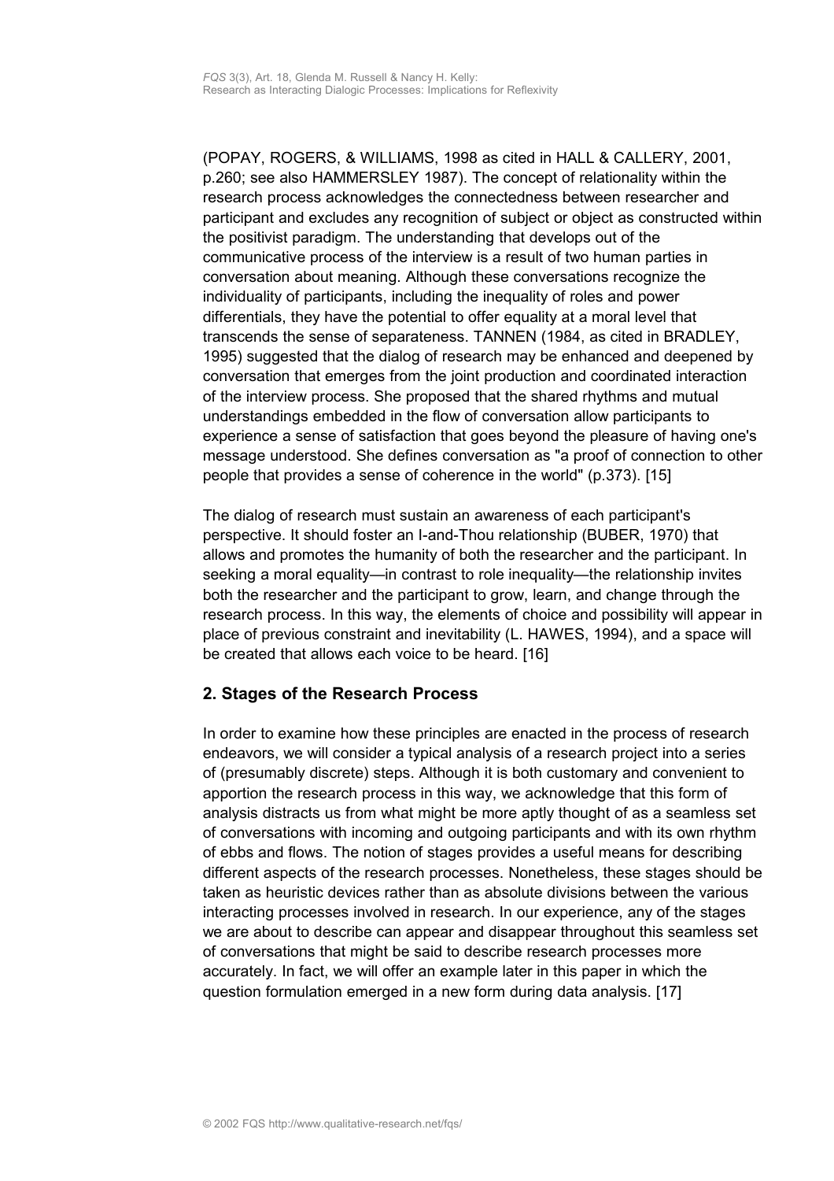(POPAY, ROGERS, & WILLIAMS, 1998 as cited in HALL & CALLERY, 2001, p.260; see also HAMMERSLEY 1987). The concept of relationality within the research process acknowledges the connectedness between researcher and participant and excludes any recognition of subject or object as constructed within the positivist paradigm. The understanding that develops out of the communicative process of the interview is a result of two human parties in conversation about meaning. Although these conversations recognize the individuality of participants, including the inequality of roles and power differentials, they have the potential to offer equality at a moral level that transcends the sense of separateness. TANNEN (1984, as cited in BRADLEY, 1995) suggested that the dialog of research may be enhanced and deepened by conversation that emerges from the joint production and coordinated interaction of the interview process. She proposed that the shared rhythms and mutual understandings embedded in the flow of conversation allow participants to experience a sense of satisfaction that goes beyond the pleasure of having one's message understood. She defines conversation as "a proof of connection to other people that provides a sense of coherence in the world" (p.373). [15]

The dialog of research must sustain an awareness of each participant's perspective. It should foster an I-and-Thou relationship (BUBER, 1970) that allows and promotes the humanity of both the researcher and the participant. In seeking a moral equality—in contrast to role inequality—the relationship invites both the researcher and the participant to grow, learn, and change through the research process. In this way, the elements of choice and possibility will appear in place of previous constraint and inevitability (L. HAWES, 1994), and a space will be created that allows each voice to be heard. [16]

## 2. Stages of the Research Process

In order to examine how these principles are enacted in the process of research endeavors, we will consider a typical analysis of a research project into a series of (presumably discrete) steps. Although it is both customary and convenient to apportion the research process in this way, we acknowledge that this form of analysis distracts us from what might be more aptly thought of as a seamless set of conversations with incoming and outgoing participants and with its own rhythm of ebbs and flows. The notion of stages provides a useful means for describing different aspects of the research processes. Nonetheless, these stages should be taken as heuristic devices rather than as absolute divisions between the various interacting processes involved in research. In our experience, any of the stages we are about to describe can appear and disappear throughout this seamless set of conversations that might be said to describe research processes more accurately. In fact, we will offer an example later in this paper in which the question formulation emerged in a new form during data analysis. [17]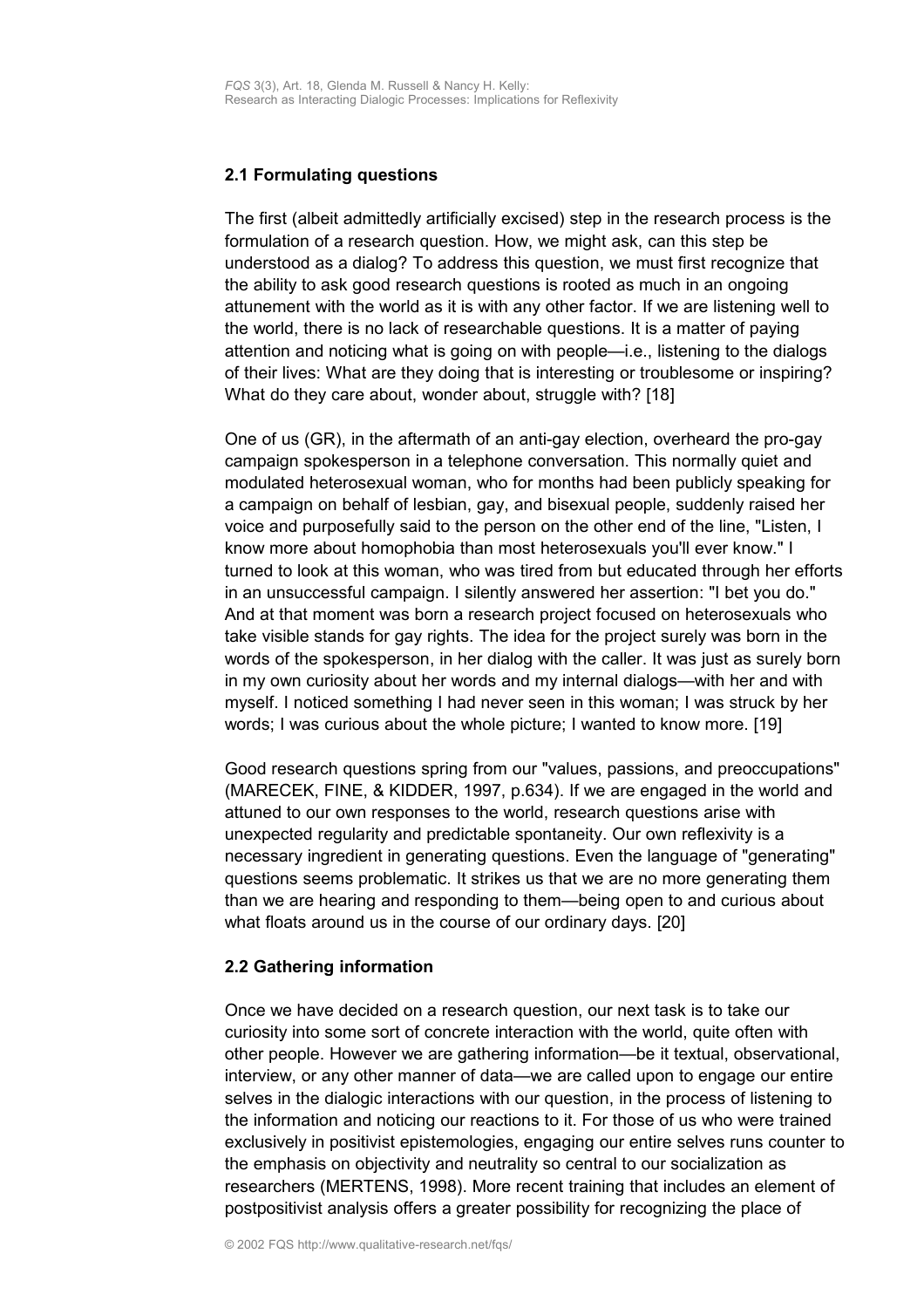### 2.1 Formulating questions

The first (albeit admittedly artificially excised) step in the research process is the formulation of a research question. How, we might ask, can this step be understood as a dialog? To address this question, we must first recognize that the ability to ask good research questions is rooted as much in an ongoing attunement with the world as it is with any other factor. If we are listening well to the world, there is no lack of researchable questions. It is a matter of paying attention and noticing what is going on with people—i.e., listening to the dialogs of their lives: What are they doing that is interesting or troublesome or inspiring? What do they care about, wonder about, struggle with? [18]

One of us (GR), in the aftermath of an anti-gay election, overheard the pro-gay campaign spokesperson in a telephone conversation. This normally quiet and modulated heterosexual woman, who for months had been publicly speaking for a campaign on behalf of lesbian, gay, and bisexual people, suddenly raised her voice and purposefully said to the person on the other end of the line, "Listen, I know more about homophobia than most heterosexuals you'll ever know." I turned to look at this woman, who was tired from but educated through her efforts in an unsuccessful campaign. I silently answered her assertion: "I bet you do." And at that moment was born a research project focused on heterosexuals who take visible stands for gay rights. The idea for the project surely was born in the words of the spokesperson, in her dialog with the caller. It was just as surely born in my own curiosity about her words and my internal dialogs—with her and with myself. I noticed something I had never seen in this woman; I was struck by her words; I was curious about the whole picture; I wanted to know more. [19]

Good research questions spring from our "values, passions, and preoccupations" (MARECEK, FINE, & KIDDER, 1997, p.634). If we are engaged in the world and attuned to our own responses to the world, research questions arise with unexpected regularity and predictable spontaneity. Our own reflexivity is a necessary ingredient in generating questions. Even the language of "generating" questions seems problematic. It strikes us that we are no more generating them than we are hearing and responding to them—being open to and curious about what floats around us in the course of our ordinary days. [20]

### 2.2 Gathering information

Once we have decided on a research question, our next task is to take our curiosity into some sort of concrete interaction with the world, quite often with other people. However we are gathering information—be it textual, observational, interview, or any other manner of data—we are called upon to engage our entire selves in the dialogic interactions with our question, in the process of listening to the information and noticing our reactions to it. For those of us who were trained exclusively in positivist epistemologies, engaging our entire selves runs counter to the emphasis on objectivity and neutrality so central to our socialization as researchers (MERTENS, 1998). More recent training that includes an element of postpositivist analysis offers a greater possibility for recognizing the place of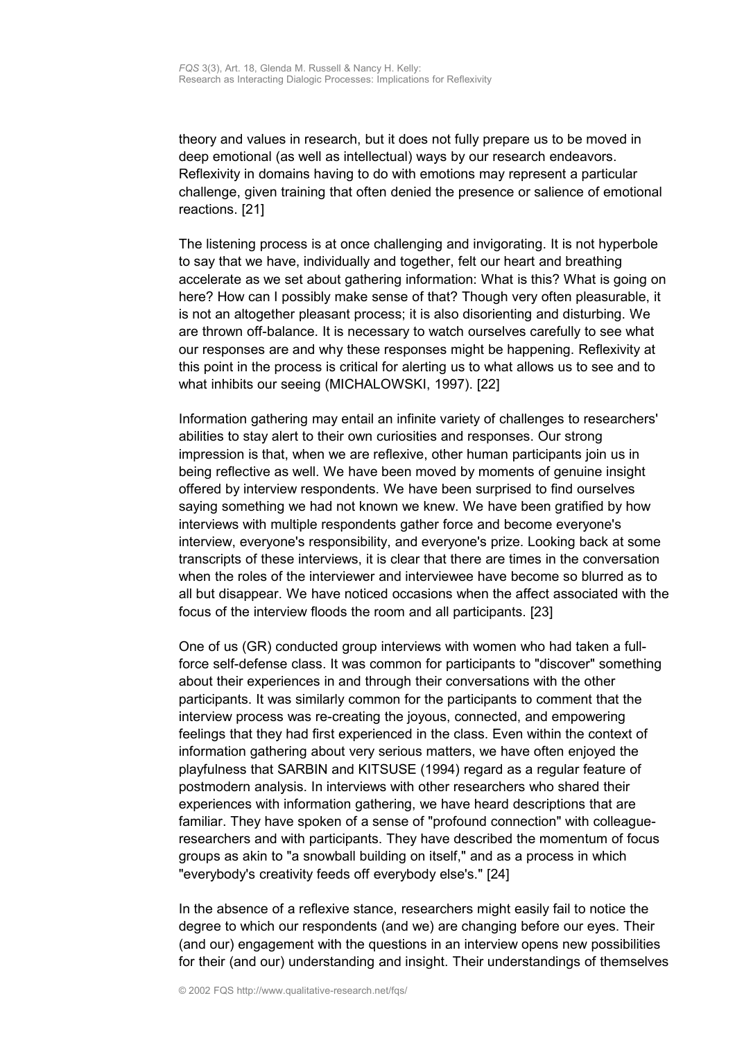theory and values in research, but it does not fully prepare us to be moved in deep emotional (as well as intellectual) ways by our research endeavors. Reflexivity in domains having to do with emotions may represent a particular challenge, given training that often denied the presence or salience of emotional reactions. [21]

The listening process is at once challenging and invigorating. It is not hyperbole to say that we have, individually and together, felt our heart and breathing accelerate as we set about gathering information: What is this? What is going on here? How can I possibly make sense of that? Though very often pleasurable, it is not an altogether pleasant process; it is also disorienting and disturbing. We are thrown off-balance. It is necessary to watch ourselves carefully to see what our responses are and why these responses might be happening. Reflexivity at this point in the process is critical for alerting us to what allows us to see and to what inhibits our seeing (MICHALOWSKI, 1997). [22]

Information gathering may entail an infinite variety of challenges to researchers' abilities to stay alert to their own curiosities and responses. Our strong impression is that, when we are reflexive, other human participants join us in being reflective as well. We have been moved by moments of genuine insight offered by interview respondents. We have been surprised to find ourselves saying something we had not known we knew. We have been gratified by how interviews with multiple respondents gather force and become everyone's interview, everyone's responsibility, and everyone's prize. Looking back at some transcripts of these interviews, it is clear that there are times in the conversation when the roles of the interviewer and interviewee have become so blurred as to all but disappear. We have noticed occasions when the affect associated with the focus of the interview floods the room and all participants. [23]

One of us (GR) conducted group interviews with women who had taken a full-force self-defense class. It was common for participants to "discover" something about their experiences in and through their conversations with the other participants. It was similarly common for the participants to comment that the interview process was re-creating the joyous, connected, and empowering feelings that they had first experienced in the class. Even within the context of information gathering about very serious matters, we have often enjoyed the playfulness that SARBIN and KITSUSE (1994) regard as a regular feature of postmodern analysis. In interviews with other researchers who shared their experiences with information gathering, we have heard descriptions that are familiar. They have spoken of a sense of "profound connection" with colleague-researchers and with participants. They have described the momentum of focus groups as akin to "a snowball building on itself," and as a process in which "everybody's creativity feeds off everybody else's." [24]

In the absence of a reflexive stance, researchers might easily fail to notice the degree to which our respondents (and we) are changing before our eyes. Their (and our) engagement with the questions in an interview opens new possibilities for their (and our) understanding and insight. Their understandings of themselves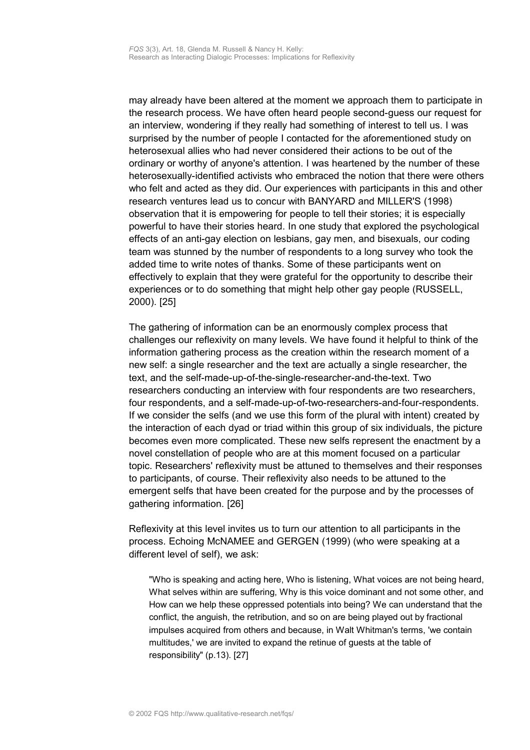may already have been altered at the moment we approach them to participate in the research process. We have often heard people second-guess our request for an interview, wondering if they really had something of interest to tell us. I was surprised by the number of people I contacted for the aforementioned study on heterosexual allies who had never considered their actions to be out of the ordinary or worthy of anyone's attention. I was heartened by the number of these heterosexually-identified activists who embraced the notion that there were others who felt and acted as they did. Our experiences with participants in this and other research ventures lead us to concur with BANYARD and MILLER'S (1998) observation that it is empowering for people to tell their stories; it is especially powerful to have their stories heard. In one study that explored the psychological effects of an anti-gay election on lesbians, gay men, and bisexuals, our coding team was stunned by the number of respondents to a long survey who took the added time to write notes of thanks. Some of these participants went on effectively to explain that they were grateful for the opportunity to describe their experiences or to do something that might help other gay people (RUSSELL, 2000). [25]

The gathering of information can be an enormously complex process that challenges our reflexivity on many levels. We have found it helpful to think of the information gathering process as the creation within the research moment of a new self: a single researcher and the text are actually a single researcher, the text, and the self-made-up-of-the-single-researcher-and-the-text. Two researchers conducting an interview with four respondents are two researchers, four respondents, and a self-made-up-of-two-researchers-and-four-respondents. If we consider the selfs (and we use this form of the plural with intent) created by the interaction of each dyad or triad within this group of six individuals, the picture becomes even more complicated. These new selfs represent the enactment by a novel constellation of people who are at this moment focused on a particular topic. Researchers' reflexivity must be attuned to themselves and their responses to participants, of course. Their reflexivity also needs to be attuned to the emergent selfs that have been created for the purpose and by the processes of gathering information. [26]

Reflexivity at this level invites us to turn our attention to all participants in the process. Echoing McNAMEE and GERGEN (1999) (who were speaking at a different level of self), we ask:

> "Who is speaking and acting here, Who is listening, What voices are not being heard, What selves within are suffering, Why is this voice dominant and not some other, and How can we help these oppressed potentials into being? We can understand that the conflict, the anguish, the retribution, and so on are being played out by fractional impulses acquired from others and because, in Walt Whitman's terms, 'we contain multitudes,' we are invited to expand the retinue of guests at the table of responsibility" (p.13). [27]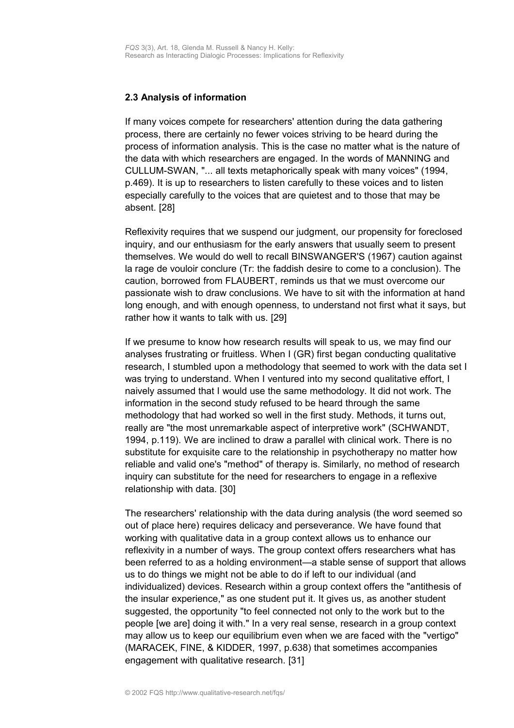### 2.3 Analysis of information

If many voices compete for researchers' attention during the data gathering process, there are certainly no fewer voices striving to be heard during the process of information analysis. This is the case no matter what is the nature of the data with which researchers are engaged. In the words of MANNING and CULLUM-SWAN, "... all texts metaphorically speak with many voices" (1994, p.469). It is up to researchers to listen carefully to these voices and to listen especially carefully to the voices that are quietest and to those that may be absent. [28]

Reflexivity requires that we suspend our judgment, our propensity for foreclosed inquiry, and our enthusiasm for the early answers that usually seem to present themselves. We would do well to recall BINSWANGER'S (1967) caution against la rage de vouloir conclure (Tr: the faddish desire to come to a conclusion). The caution, borrowed from FLAUBERT, reminds us that we must overcome our passionate wish to draw conclusions. We have to sit with the information at hand long enough, and with enough openness, to understand not first what it says, but rather how it wants to talk with us. [29]

If we presume to know how research results will speak to us, we may find our analyses frustrating or fruitless. When I (GR) first began conducting qualitative research, I stumbled upon a methodology that seemed to work with the data set I was trying to understand. When I ventured into my second qualitative effort, I naively assumed that I would use the same methodology. It did not work. The information in the second study refused to be heard through the same methodology that had worked so well in the first study. Methods, it turns out, really are "the most unremarkable aspect of interpretive work" (SCHWANDT, 1994, p.119). We are inclined to draw a parallel with clinical work. There is no substitute for exquisite care to the relationship in psychotherapy no matter how reliable and valid one's "method" of therapy is. Similarly, no method of research inquiry can substitute for the need for researchers to engage in a reflexive relationship with data. [30]

The researchers' relationship with the data during analysis (the word seemed so out of place here) requires delicacy and perseverance. We have found that working with qualitative data in a group context allows us to enhance our reflexivity in a number of ways. The group context offers researchers what has been referred to as a holding environment—a stable sense of support that allows us to do things we might not be able to do if left to our individual (and individualized) devices. Research within a group context offers the "antithesis of the insular experience," as one student put it. It gives us, as another student suggested, the opportunity "to feel connected not only to the work but to the people [we are] doing it with." In a very real sense, research in a group context may allow us to keep our equilibrium even when we are faced with the "vertigo" (MARACEK, FINE, & KIDDER, 1997, p.638) that sometimes accompanies engagement with qualitative research. [31]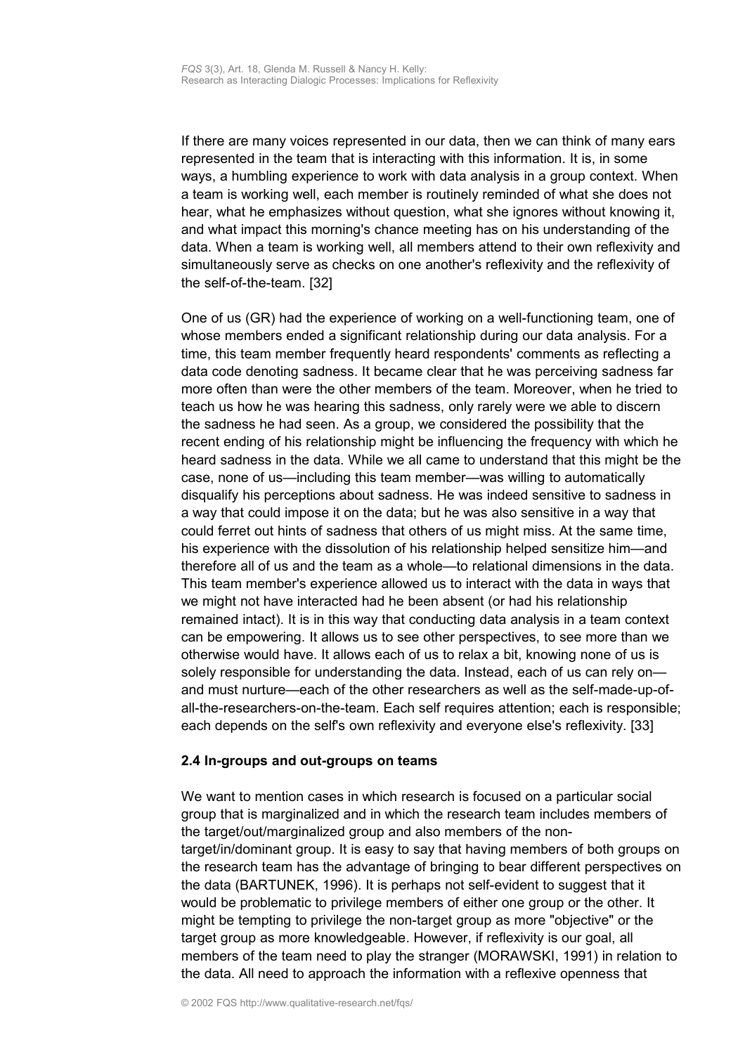If there are many voices represented in our data, then we can think of many ears represented in the team that is interacting with this information. It is, in some ways, a humbling experience to work with data analysis in a group context. When a team is working well, each member is routinely reminded of what she does not hear, what he emphasizes without question, what she ignores without knowing it, and what impact this morning's chance meeting has on his understanding of the data. When a team is working well, all members attend to their own reflexivity and simultaneously serve as checks on one another's reflexivity and the reflexivity of the self-of-the-team. [32]

One of us (GR) had the experience of working on a well-functioning team, one of whose members ended a significant relationship during our data analysis. For a time, this team member frequently heard respondents' comments as reflecting a data code denoting sadness. It became clear that he was perceiving sadness far more often than were the other members of the team. Moreover, when he tried to teach us how he was hearing this sadness, only rarely were we able to discern the sadness he had seen. As a group, we considered the possibility that the recent ending of his relationship might be influencing the frequency with which he heard sadness in the data. While we all came to understand that this might be the case, none of us—including this team member—was willing to automatically disqualify his perceptions about sadness. He was indeed sensitive to sadness in a way that could impose it on the data; but he was also sensitive in a way that could ferret out hints of sadness that others of us might miss. At the same time, his experience with the dissolution of his relationship helped sensitize him—and therefore all of us and the team as a whole—to relational dimensions in the data. This team member's experience allowed us to interact with the data in ways that we might not have interacted had he been absent (or had his relationship remained intact). It is in this way that conducting data analysis in a team context can be empowering. It allows us to see other perspectives, to see more than we otherwise would have. It allows each of us to relax a bit, knowing none of us is solely responsible for understanding the data. Instead, each of us can rely on—and must nurture—each of the other researchers as well as the self-made-up-of-all-the-researchers-on-the-team. Each self requires attention; each is responsible; each depends on the self's own reflexivity and everyone else's reflexivity. [33]

### 2.4 In-groups and out-groups on teams

We want to mention cases in which research is focused on a particular social group that is marginalized and in which the research team includes members of the target/out/marginalized group and also members of the non-target/in/dominant group. It is easy to say that having members of both groups on the research team has the advantage of bringing to bear different perspectives on the data (BARTUNEK, 1996). It is perhaps not self-evident to suggest that it would be problematic to privilege members of either one group or the other. It might be tempting to privilege the non-target group as more "objective" or the target group as more knowledgeable. However, if reflexivity is our goal, all members of the team need to play the stranger (MORAWSKI, 1991) in relation to the data. All need to approach the information with a reflexive openness that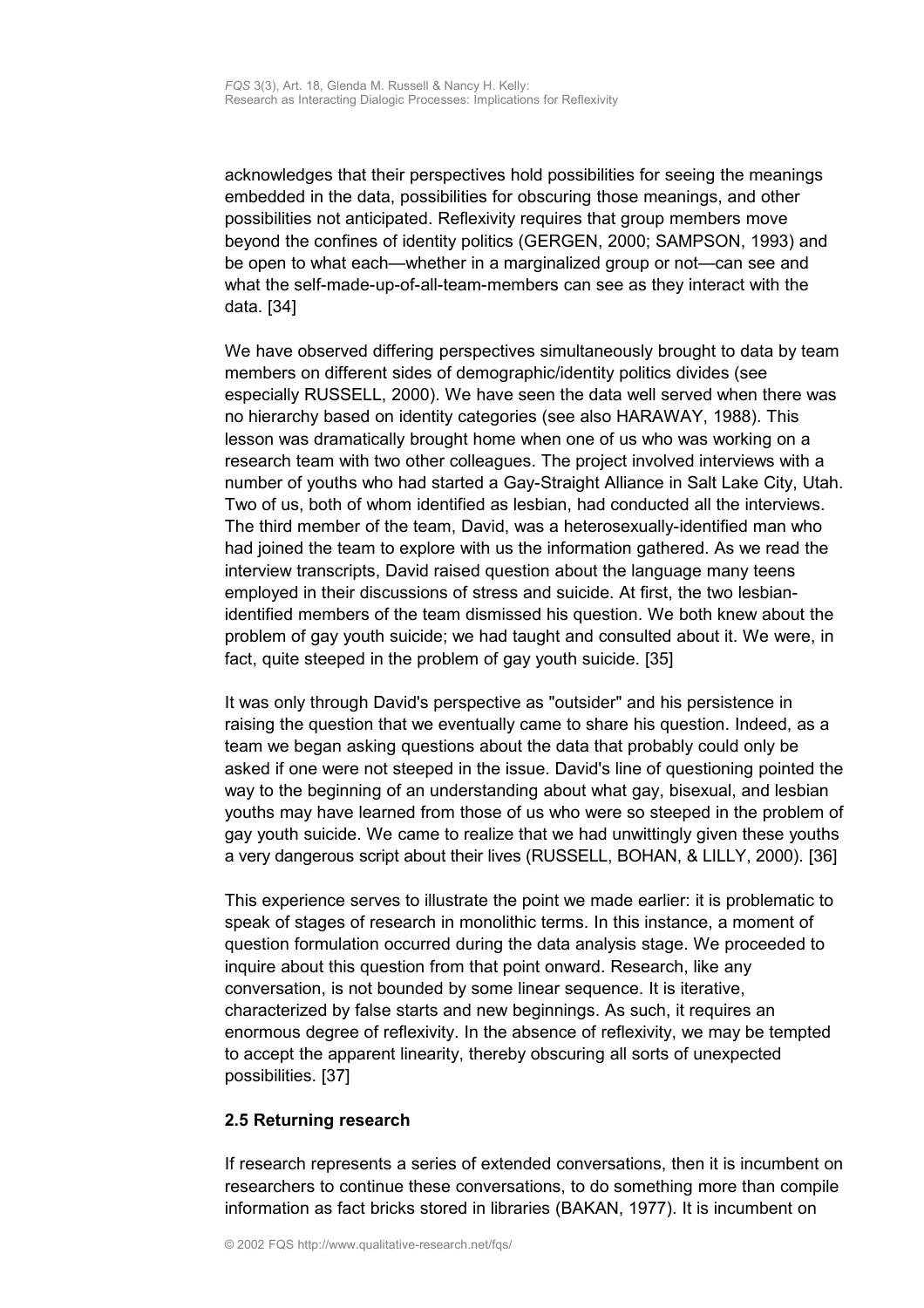acknowledges that their perspectives hold possibilities for seeing the meanings embedded in the data, possibilities for obscuring those meanings, and other possibilities not anticipated. Reflexivity requires that group members move beyond the confines of identity politics (GERGEN, 2000; SAMPSON, 1993) and be open to what each—whether in a marginalized group or not—can see and what the self-made-up-of-all-team-members can see as they interact with the data. [34]

We have observed differing perspectives simultaneously brought to data by team members on different sides of demographic/identity politics divides (see especially RUSSELL, 2000). We have seen the data well served when there was no hierarchy based on identity categories (see also HARAWAY, 1988). This lesson was dramatically brought home when one of us who was working on a research team with two other colleagues. The project involved interviews with a number of youths who had started a Gay-Straight Alliance in Salt Lake City, Utah. Two of us, both of whom identified as lesbian, had conducted all the interviews. The third member of the team, David, was a heterosexually-identified man who had joined the team to explore with us the information gathered. As we read the interview transcripts, David raised question about the language many teens employed in their discussions of stress and suicide. At first, the two lesbian-identified members of the team dismissed his question. We both knew about the problem of gay youth suicide; we had taught and consulted about it. We were, in fact, quite steeped in the problem of gay youth suicide. [35]

It was only through David's perspective as "outsider" and his persistence in raising the question that we eventually came to share his question. Indeed, as a team we began asking questions about the data that probably could only be asked if one were not steeped in the issue. David's line of questioning pointed the way to the beginning of an understanding about what gay, bisexual, and lesbian youths may have learned from those of us who were so steeped in the problem of gay youth suicide. We came to realize that we had unwittingly given these youths a very dangerous script about their lives (RUSSELL, BOHAN, & LILLY, 2000). [36]

This experience serves to illustrate the point we made earlier: it is problematic to speak of stages of research in monolithic terms. In this instance, a moment of question formulation occurred during the data analysis stage. We proceeded to inquire about this question from that point onward. Research, like any conversation, is not bounded by some linear sequence. It is iterative, characterized by false starts and new beginnings. As such, it requires an enormous degree of reflexivity. In the absence of reflexivity, we may be tempted to accept the apparent linearity, thereby obscuring all sorts of unexpected possibilities. [37]

### 2.5 Returning research

If research represents a series of extended conversations, then it is incumbent on researchers to continue these conversations, to do something more than compile information as fact bricks stored in libraries (BAKAN, 1977). It is incumbent on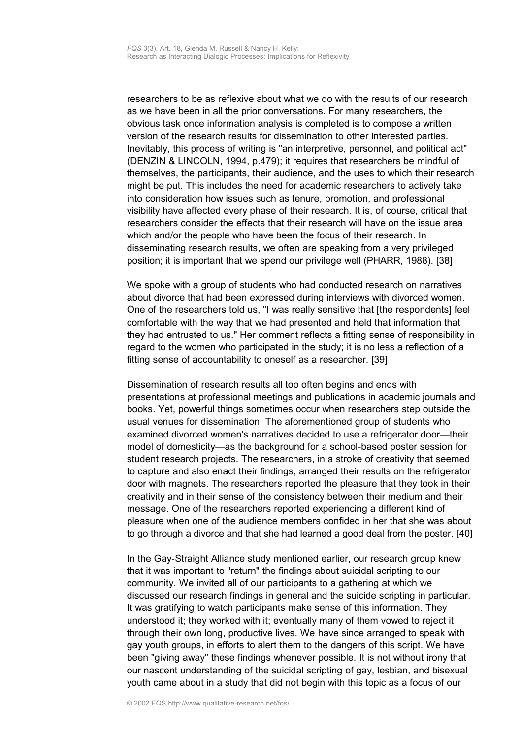researchers to be as reflexive about what we do with the results of our research as we have been in all the prior conversations. For many researchers, the obvious task once information analysis is completed is to compose a written version of the research results for dissemination to other interested parties. Inevitably, this process of writing is "an interpretive, personnel, and political act" (DENZIN & LINCOLN, 1994, p.479); it requires that researchers be mindful of themselves, the participants, their audience, and the uses to which their research might be put. This includes the need for academic researchers to actively take into consideration how issues such as tenure, promotion, and professional visibility have affected every phase of their research. It is, of course, critical that researchers consider the effects that their research will have on the issue area which and/or the people who have been the focus of their research. In disseminating research results, we often are speaking from a very privileged position; it is important that we spend our privilege well (PHARR, 1988). [38]

We spoke with a group of students who had conducted research on narratives about divorce that had been expressed during interviews with divorced women. One of the researchers told us, "I was really sensitive that [the respondents] feel comfortable with the way that we had presented and held that information that they had entrusted to us." Her comment reflects a fitting sense of responsibility in regard to the women who participated in the study; it is no less a reflection of a fitting sense of accountability to oneself as a researcher. [39]

Dissemination of research results all too often begins and ends with presentations at professional meetings and publications in academic journals and books. Yet, powerful things sometimes occur when researchers step outside the usual venues for dissemination. The aforementioned group of students who examined divorced women's narratives decided to use a refrigerator door—their model of domesticity—as the background for a school-based poster session for student research projects. The researchers, in a stroke of creativity that seemed to capture and also enact their findings, arranged their results on the refrigerator door with magnets. The researchers reported the pleasure that they took in their creativity and in their sense of the consistency between their medium and their message. One of the researchers reported experiencing a different kind of pleasure when one of the audience members confided in her that she was about to go through a divorce and that she had learned a good deal from the poster. [40]

In the Gay-Straight Alliance study mentioned earlier, our research group knew that it was important to "return" the findings about suicidal scripting to our community. We invited all of our participants to a gathering at which we discussed our research findings in general and the suicide scripting in particular. It was gratifying to watch participants make sense of this information. They understood it; they worked with it; eventually many of them vowed to reject it through their own long, productive lives. We have since arranged to speak with gay youth groups, in efforts to alert them to the dangers of this script. We have been "giving away" these findings whenever possible. It is not without irony that our nascent understanding of the suicidal scripting of gay, lesbian, and bisexual youth came about in a study that did not begin with this topic as a focus of our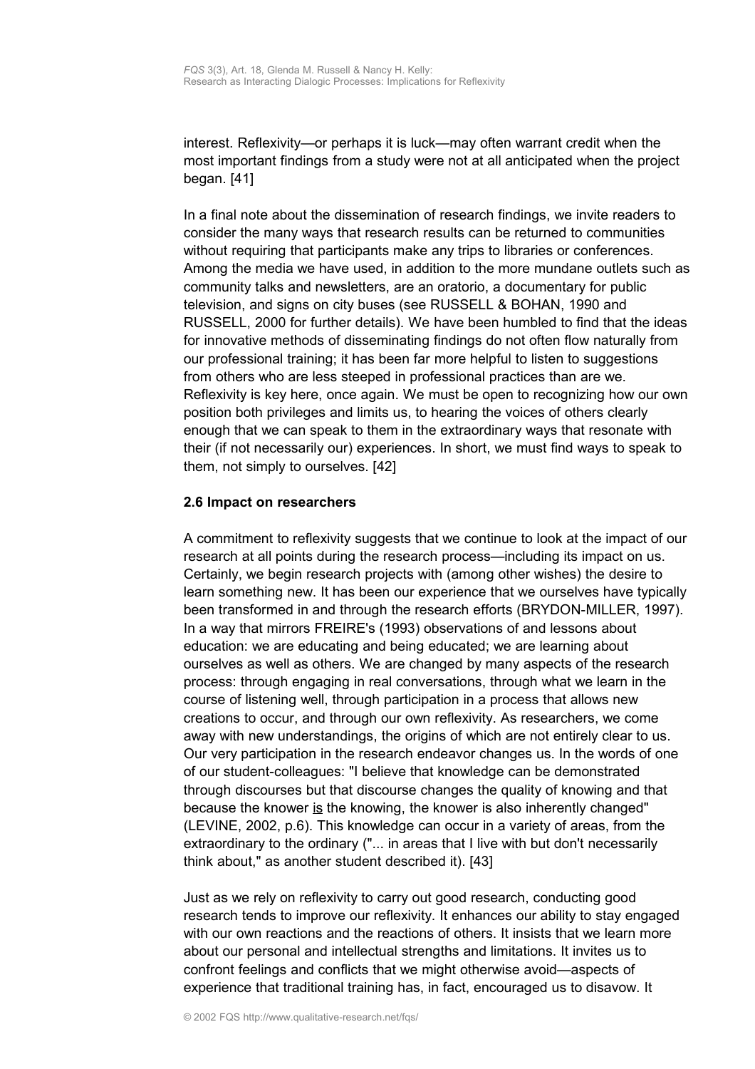interest. Reflexivity—or perhaps it is luck—may often warrant credit when the most important findings from a study were not at all anticipated when the project began. [41]

In a final note about the dissemination of research findings, we invite readers to consider the many ways that research results can be returned to communities without requiring that participants make any trips to libraries or conferences. Among the media we have used, in addition to the more mundane outlets such as community talks and newsletters, are an oratorio, a documentary for public television, and signs on city buses (see RUSSELL & BOHAN, 1990 and RUSSELL, 2000 for further details). We have been humbled to find that the ideas for innovative methods of disseminating findings do not often flow naturally from our professional training; it has been far more helpful to listen to suggestions from others who are less steeped in professional practices than are we. Reflexivity is key here, once again. We must be open to recognizing how our own position both privileges and limits us, to hearing the voices of others clearly enough that we can speak to them in the extraordinary ways that resonate with their (if not necessarily our) experiences. In short, we must find ways to speak to them, not simply to ourselves. [42]

### 2.6 Impact on researchers

A commitment to reflexivity suggests that we continue to look at the impact of our research at all points during the research process—including its impact on us. Certainly, we begin research projects with (among other wishes) the desire to learn something new. It has been our experience that we ourselves have typically been transformed in and through the research efforts (BRYDON-MILLER, 1997). In a way that mirrors FREIRE's (1993) observations of and lessons about education: we are educating and being educated; we are learning about ourselves as well as others. We are changed by many aspects of the research process: through engaging in real conversations, through what we learn in the course of listening well, through participation in a process that allows new creations to occur, and through our own reflexivity. As researchers, we come away with new understandings, the origins of which are not entirely clear to us. Our very participation in the research endeavor changes us. In the words of one of our student-colleagues: "I believe that knowledge can be demonstrated through discourses but that discourse changes the quality of knowing and that because the knower <u>is</u> the knowing, the knower is also inherently changed" (LEVINE, 2002, p.6). This knowledge can occur in a variety of areas, from the extraordinary to the ordinary ("... in areas that I live with but don't necessarily think about," as another student described it). [43]

Just as we rely on reflexivity to carry out good research, conducting good research tends to improve our reflexivity. It enhances our ability to stay engaged with our own reactions and the reactions of others. It insists that we learn more about our personal and intellectual strengths and limitations. It invites us to confront feelings and conflicts that we might otherwise avoid—aspects of experience that traditional training has, in fact, encouraged us to disavow. It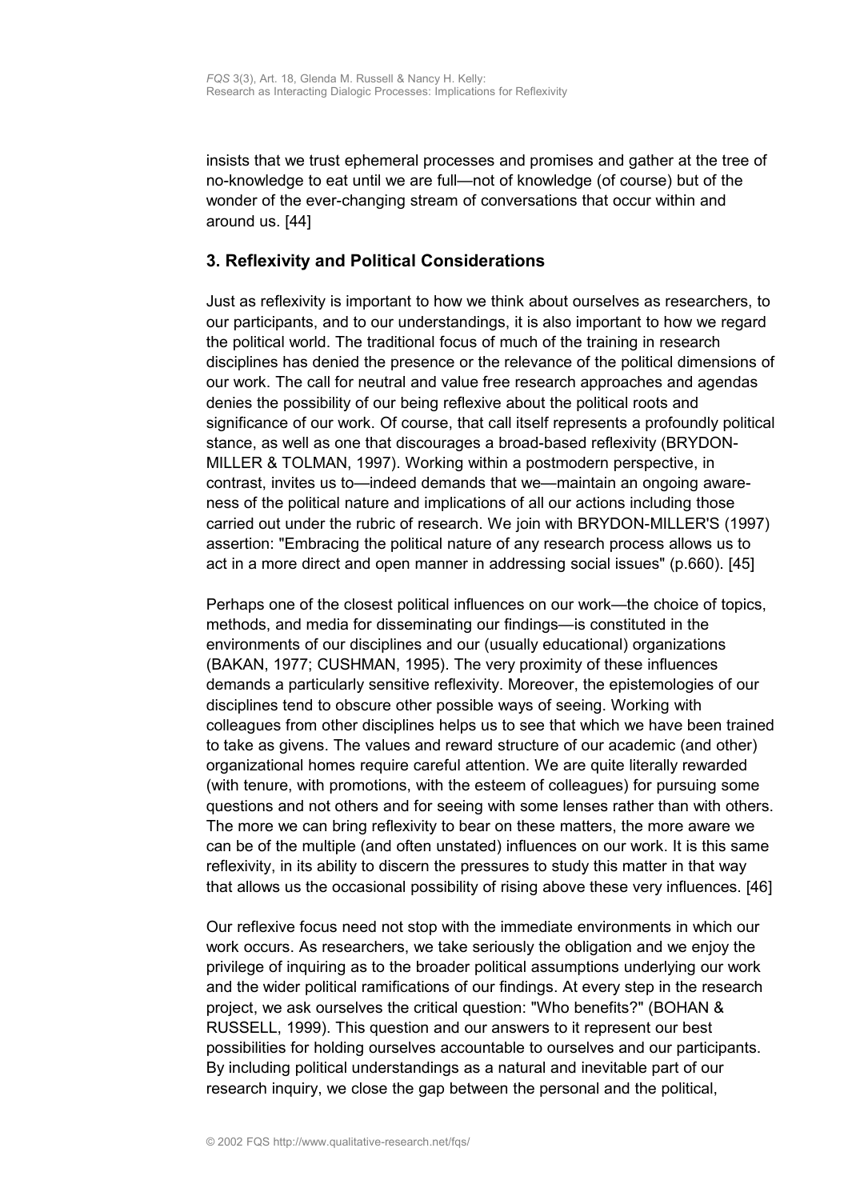insists that we trust ephemeral processes and promises and gather at the tree of no-knowledge to eat until we are full—not of knowledge (of course) but of the wonder of the ever-changing stream of conversations that occur within and around us. [44]

## 3. Reflexivity and Political Considerations

Just as reflexivity is important to how we think about ourselves as researchers, to our participants, and to our understandings, it is also important to how we regard the political world. The traditional focus of much of the training in research disciplines has denied the presence or the relevance of the political dimensions of our work. The call for neutral and value free research approaches and agendas denies the possibility of our being reflexive about the political roots and significance of our work. Of course, that call itself represents a profoundly political stance, as well as one that discourages a broad-based reflexivity (BRYDON-MILLER & TOLMAN, 1997). Working within a postmodern perspective, in contrast, invites us to—indeed demands that we—maintain an ongoing awareness of the political nature and implications of all our actions including those carried out under the rubric of research. We join with BRYDON-MILLER'S (1997) assertion: "Embracing the political nature of any research process allows us to act in a more direct and open manner in addressing social issues" (p.660). [45]

Perhaps one of the closest political influences on our work—the choice of topics, methods, and media for disseminating our findings—is constituted in the environments of our disciplines and our (usually educational) organizations (BAKAN, 1977; CUSHMAN, 1995). The very proximity of these influences demands a particularly sensitive reflexivity. Moreover, the epistemologies of our disciplines tend to obscure other possible ways of seeing. Working with colleagues from other disciplines helps us to see that which we have been trained to take as givens. The values and reward structure of our academic (and other) organizational homes require careful attention. We are quite literally rewarded (with tenure, with promotions, with the esteem of colleagues) for pursuing some questions and not others and for seeing with some lenses rather than with others. The more we can bring reflexivity to bear on these matters, the more aware we can be of the multiple (and often unstated) influences on our work. It is this same reflexivity, in its ability to discern the pressures to study this matter in that way that allows us the occasional possibility of rising above these very influences. [46]

Our reflexive focus need not stop with the immediate environments in which our work occurs. As researchers, we take seriously the obligation and we enjoy the privilege of inquiring as to the broader political assumptions underlying our work and the wider political ramifications of our findings. At every step in the research project, we ask ourselves the critical question: "Who benefits?" (BOHAN & RUSSELL, 1999). This question and our answers to it represent our best possibilities for holding ourselves accountable to ourselves and our participants. By including political understandings as a natural and inevitable part of our research inquiry, we close the gap between the personal and the political,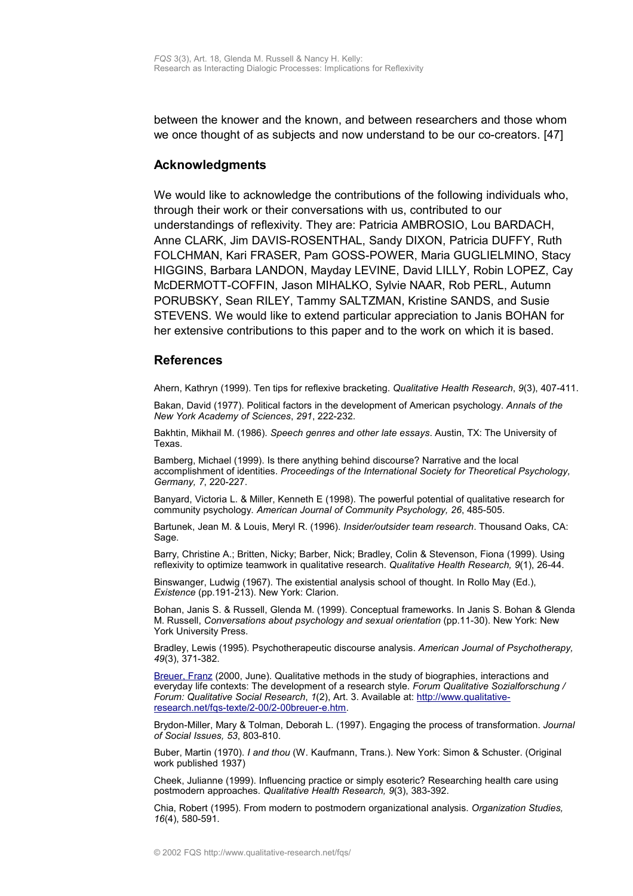between the knower and the known, and between researchers and those whom we once thought of as subjects and now understand to be our co-creators. [47]

## Acknowledgments

We would like to acknowledge the contributions of the following individuals who, through their work or their conversations with us, contributed to our understandings of reflexivity. They are: Patricia AMBROSIO, Lou BARDACH, Anne CLARK, Jim DAVIS-ROSENTHAL, Sandy DIXON, Patricia DUFFY, Ruth FOLCHMAN, Kari FRASER, Pam GOSS-POWER, Maria GUGLIELMINO, Stacy HIGGINS, Barbara LANDON, Mayday LEVINE, David LILLY, Robin LOPEZ, Cay McDERMOTT-COFFIN, Jason MIHALKO, Sylvie NAAR, Rob PERL, Autumn PORUBSKY, Sean RILEY, Tammy SALTZMAN, Kristine SANDS, and Susie STEVENS. We would like to extend particular appreciation to Janis BOHAN for her extensive contributions to this paper and to the work on which it is based.

## References

Ahern, Kathryn (1999). Ten tips for reflexive bracketing. *Qualitative Health Research*, *9*(3), 407-411.

Bakan, David (1977). Political factors in the development of American psychology. *Annals of the New York Academy of Sciences*, *291*, 222-232.

Bakhtin, Mikhail M. (1986). *Speech genres and other late essays*. Austin, TX: The University of Texas.

Bamberg, Michael (1999). Is there anything behind discourse? Narrative and the local accomplishment of identities. *Proceedings of the International Society for Theoretical Psychology, Germany, 7*, 220-227.

Banyard, Victoria L. & Miller, Kenneth E (1998). The powerful potential of qualitative research for community psychology. *American Journal of Community Psychology, 26*, 485-505.

Bartunek, Jean M. & Louis, Meryl R. (1996). *Insider/outsider team research*. Thousand Oaks, CA: Sage.

Barry, Christine A.; Britten, Nicky; Barber, Nick; Bradley, Colin & Stevenson, Fiona (1999). Using reflexivity to optimize teamwork in qualitative research. *Qualitative Health Research, 9*(1), 26-44.

Binswanger, Ludwig (1967). The existential analysis school of thought. In Rollo May (Ed.), *Existence* (pp.191-213). New York: Clarion.

Bohan, Janis S. & Russell, Glenda M. (1999). Conceptual frameworks. In Janis S. Bohan & Glenda M. Russell, *Conversations about psychology and sexual orientation* (pp.11-30). New York: New York University Press.

Bradley, Lewis (1995). Psychotherapeutic discourse analysis. *American Journal of Psychotherapy, 49*(3), 371-382.

Breuer, Franz (2000, June). Qualitative methods in the study of biographies, interactions and everyday life contexts: The development of a research style. *Forum Qualitative Sozialforschung / Forum: Qualitative Social Research*, *1*(2), Art. 3. Available at: http://www.qualitative-research.net/fqs-texte/2-00/2-00breuer-e.htm.

Brydon-Miller, Mary & Tolman, Deborah L. (1997). Engaging the process of transformation. *Journal of Social Issues, 53*, 803-810.

Buber, Martin (1970). *I and thou* (W. Kaufmann, Trans.). New York: Simon & Schuster. (Original work published 1937)

Cheek, Julianne (1999). Influencing practice or simply esoteric? Researching health care using postmodern approaches. *Qualitative Health Research, 9*(3), 383-392.

Chia, Robert (1995). From modern to postmodern organizational analysis. *Organization Studies, 16*(4), 580-591.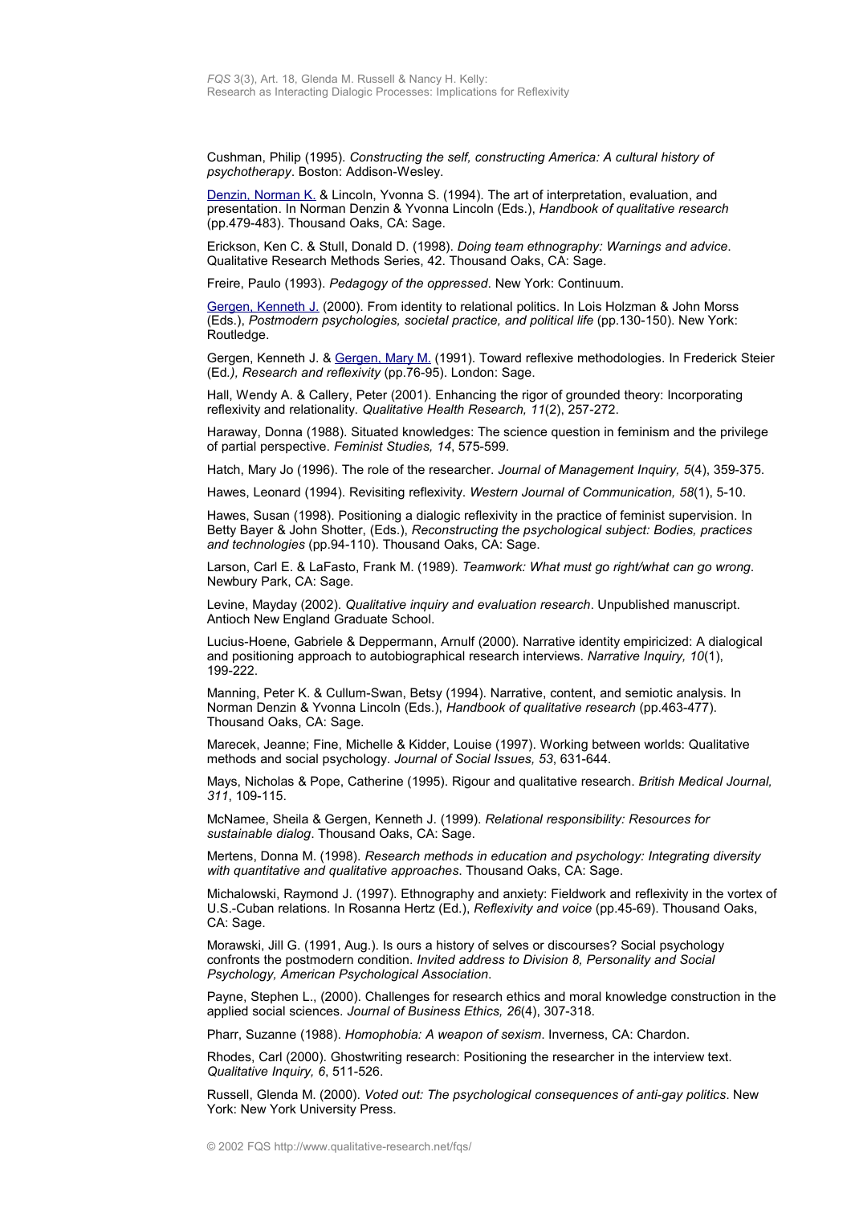Cushman, Philip (1995). *Constructing the self, constructing America: A cultural history of psychotherapy*. Boston: Addison-Wesley.

Denzin, Norman K. & Lincoln, Yvonna S. (1994). The art of interpretation, evaluation, and presentation. In Norman Denzin & Yvonna Lincoln (Eds.), *Handbook of qualitative research* (pp.479-483). Thousand Oaks, CA: Sage.

Erickson, Ken C. & Stull, Donald D. (1998). *Doing team ethnography: Warnings and advice*. Qualitative Research Methods Series, 42. Thousand Oaks, CA: Sage.

Freire, Paulo (1993). *Pedagogy of the oppressed*. New York: Continuum.

Gergen, Kenneth J. (2000). From identity to relational politics. In Lois Holzman & John Morss (Eds.), *Postmodern psychologies, societal practice, and political life* (pp.130-150). New York: Routledge.

Gergen, Kenneth J. & Gergen, Mary M. (1991). Toward reflexive methodologies. In Frederick Steier (Ed*.), Research and reflexivity* (pp.76-95). London: Sage.

Hall, Wendy A. & Callery, Peter (2001). Enhancing the rigor of grounded theory: Incorporating reflexivity and relationality. *Qualitative Health Research, 11*(2), 257-272.

Haraway, Donna (1988). Situated knowledges: The science question in feminism and the privilege of partial perspective. *Feminist Studies, 14*, 575-599.

Hatch, Mary Jo (1996). The role of the researcher. *Journal of Management Inquiry, 5*(4), 359-375.

Hawes, Leonard (1994). Revisiting reflexivity. *Western Journal of Communication, 58*(1), 5-10.

Hawes, Susan (1998). Positioning a dialogic reflexivity in the practice of feminist supervision. In Betty Bayer & John Shotter, (Eds.), *Reconstructing the psychological subject: Bodies, practices and technologies* (pp.94-110). Thousand Oaks, CA: Sage.

Larson, Carl E. & LaFasto, Frank M. (1989). *Teamwork: What must go right/what can go wrong*. Newbury Park, CA: Sage.

Levine, Mayday (2002). *Qualitative inquiry and evaluation research*. Unpublished manuscript. Antioch New England Graduate School.

Lucius-Hoene, Gabriele & Deppermann, Arnulf (2000). Narrative identity empiricized: A dialogical and positioning approach to autobiographical research interviews. *Narrative Inquiry, 10*(1), 199-222.

Manning, Peter K. & Cullum-Swan, Betsy (1994). Narrative, content, and semiotic analysis. In Norman Denzin & Yvonna Lincoln (Eds.), *Handbook of qualitative research* (pp.463-477). Thousand Oaks, CA: Sage.

Marecek, Jeanne; Fine, Michelle & Kidder, Louise (1997). Working between worlds: Qualitative methods and social psychology. *Journal of Social Issues, 53*, 631-644.

Mays, Nicholas & Pope, Catherine (1995). Rigour and qualitative research. *British Medical Journal, 311*, 109-115.

McNamee, Sheila & Gergen, Kenneth J. (1999). *Relational responsibility: Resources for sustainable dialog*. Thousand Oaks, CA: Sage.

Mertens, Donna M. (1998). *Research methods in education and psychology: Integrating diversity with quantitative and qualitative approaches*. Thousand Oaks, CA: Sage.

Michalowski, Raymond J. (1997). Ethnography and anxiety: Fieldwork and reflexivity in the vortex of U.S.-Cuban relations. In Rosanna Hertz (Ed.), *Reflexivity and voice* (pp.45-69). Thousand Oaks, CA: Sage.

Morawski, Jill G. (1991, Aug.). Is ours a history of selves or discourses? Social psychology confronts the postmodern condition. *Invited address to Division 8, Personality and Social Psychology, American Psychological Association*.

Payne, Stephen L., (2000). Challenges for research ethics and moral knowledge construction in the applied social sciences. *Journal of Business Ethics, 26*(4), 307-318.

Pharr, Suzanne (1988). *Homophobia: A weapon of sexism*. Inverness, CA: Chardon.

Rhodes, Carl (2000). Ghostwriting research: Positioning the researcher in the interview text. *Qualitative Inquiry, 6*, 511-526.

Russell, Glenda M. (2000). *Voted out: The psychological consequences of anti-gay politics*. New York: New York University Press.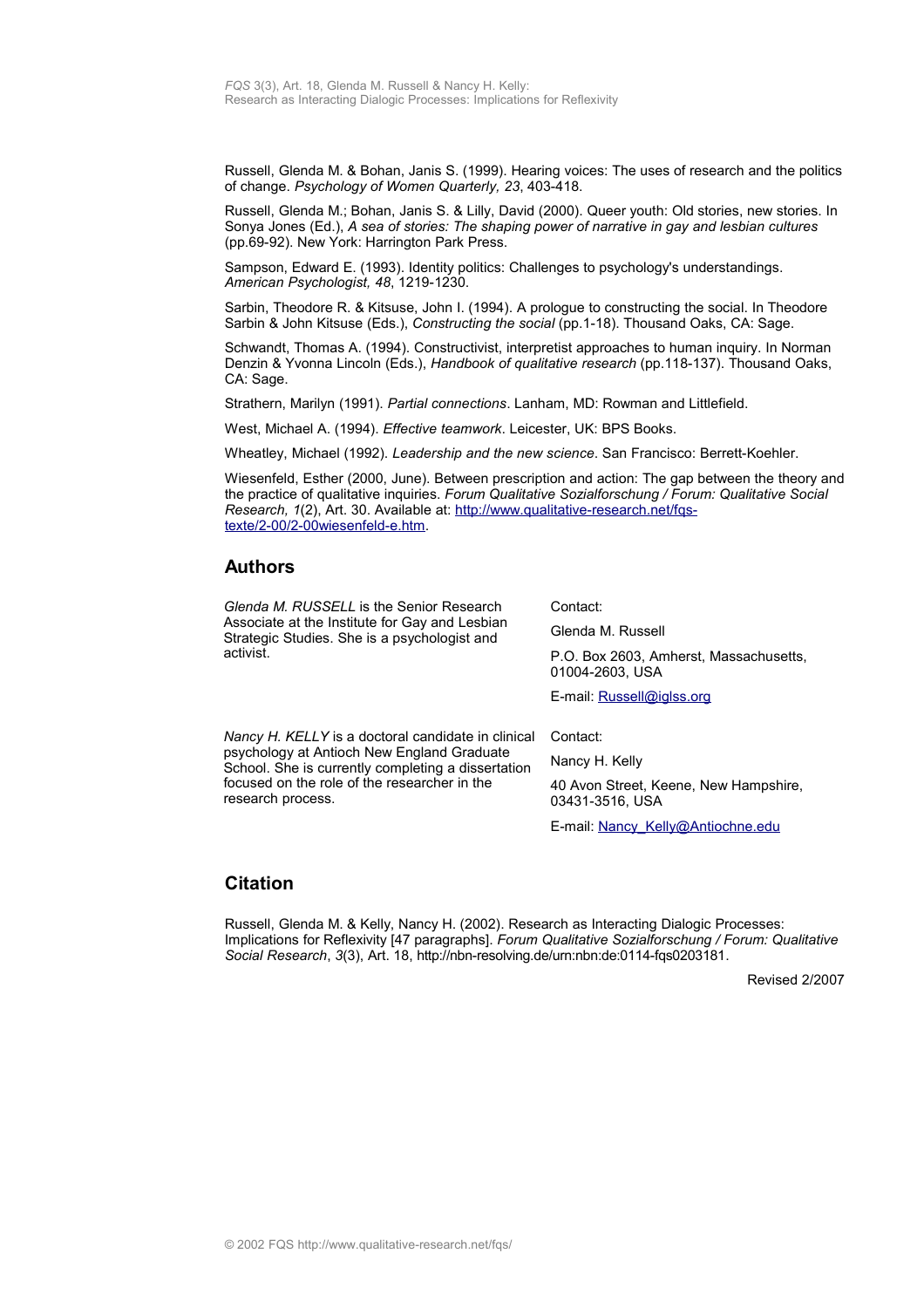Russell, Glenda M. & Bohan, Janis S. (1999). Hearing voices: The uses of research and the politics of change. *Psychology of Women Quarterly, 23*, 403-418.

Russell, Glenda M.; Bohan, Janis S. & Lilly, David (2000). Queer youth: Old stories, new stories. In Sonya Jones (Ed.), *A sea of stories: The shaping power of narrative in gay and lesbian cultures* (pp.69-92). New York: Harrington Park Press.

Sampson, Edward E. (1993). Identity politics: Challenges to psychology's understandings. *American Psychologist, 48*, 1219-1230.

Sarbin, Theodore R. & Kitsuse, John I. (1994). A prologue to constructing the social. In Theodore Sarbin & John Kitsuse (Eds.), *Constructing the social* (pp.1-18). Thousand Oaks, CA: Sage.

Schwandt, Thomas A. (1994). Constructivist, interpretist approaches to human inquiry. In Norman Denzin & Yvonna Lincoln (Eds.), *Handbook of qualitative research* (pp.118-137). Thousand Oaks, CA: Sage.

Strathern, Marilyn (1991). *Partial connections*. Lanham, MD: Rowman and Littlefield.

West, Michael A. (1994). *Effective teamwork*. Leicester, UK: BPS Books.

Wheatley, Michael (1992). *Leadership and the new science*. San Francisco: Berrett-Koehler.

Wiesenfeld, Esther (2000, June). Between prescription and action: The gap between the theory and the practice of qualitative inquiries. *Forum Qualitative Sozialforschung / Forum: Qualitative Social Research, 1*(2), Art. 30. Available at: http://www.qualitative-research.net/fqs-texte/2-00/2-00wiesenfeld-e.htm.

## Authors

*Glenda M. RUSSELL* is the Senior Research Associate at the Institute for Gay and Lesbian Strategic Studies. She is a psychologist and activist.

Contact:

Glenda M. Russell

P.O. Box 2603, Amherst, Massachusetts, 01004-2603, USA

E-mail: Russell@iglss.org

*Nancy H. KELLY* is a doctoral candidate in clinical psychology at Antioch New England Graduate School. She is currently completing a dissertation focused on the role of the researcher in the research process.

Contact:

Nancy H. Kelly

40 Avon Street, Keene, New Hampshire, 03431-3516, USA

E-mail: Nancy_Kelly@Antiochne.edu

## Citation

Russell, Glenda M. & Kelly, Nancy H. (2002). Research as Interacting Dialogic Processes: Implications for Reflexivity [47 paragraphs]. *Forum Qualitative Sozialforschung / Forum: Qualitative Social Research*, *3*(3), Art. 18, http://nbn-resolving.de/urn:nbn:de:0114-fqs0203181.

Revised 2/2007